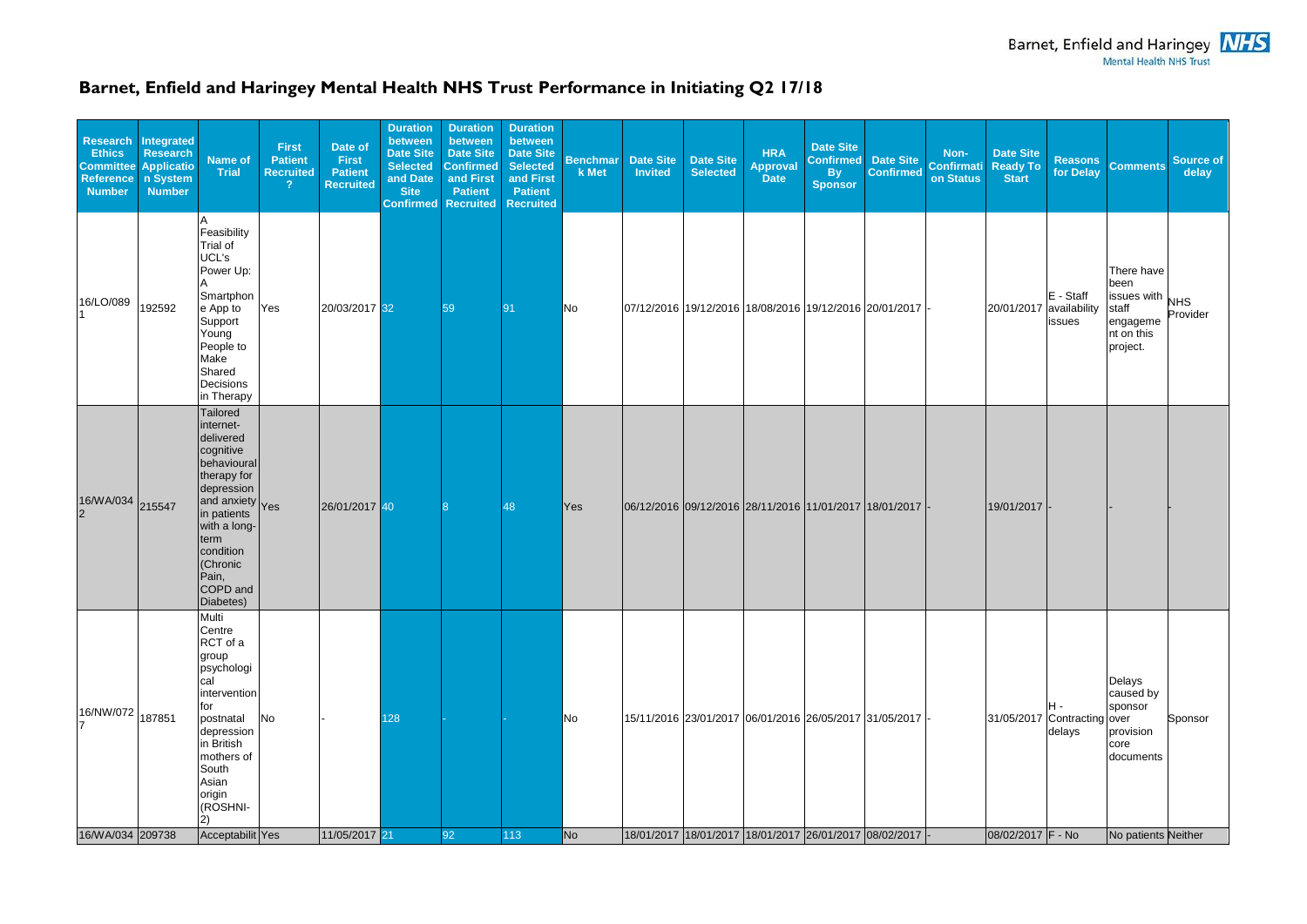# Barnet, Enfield and Haringey Mental Health NHS Trust Performance in Initiating Q2 17/18

| Research Ethics Committee Reference Number | Integrated Research Application System Number | Name of Trial | First Patient Recruited ? | Date of First Patient Recruited | Duration between Date Site Selected and Date Site Confirmed | Duration between Date Site Confirmed and First Patient Recruited | Duration between Date Site Selected and First Patient Recruited | Benchmark Met | Date Site Invited | Date Site Selected | HRA Approval Date | Date Site Confirmed By Sponsor | Date Site Confirmed | Non-Confirmation Status | Date Site Ready To Start | Reasons for Delay | Comments | Source of delay |
|---|---|---|---|---|---|---|---|---|---|---|---|---|---|---|---|---|---|---|
| 16/LO/0891 | 192592 | A Feasibility Trial of UCL's Power Up: A Smartphone App to Support Young People to Make Shared Decisions in Therapy | Yes | 20/03/2017 | 32 | 59 | 91 | No | 07/12/2016 | 19/12/2016 | 18/08/2016 | 19/12/2016 | 20/01/2017 | - | 20/01/2017 | E - Staff availability issues | There have been issues with staff engagement on this project. | NHS Provider |
| 16/WA/0342 | 215547 | Tailored internet-delivered cognitive behavioural therapy for depression and anxiety in patients with a long-term condition (Chronic Pain, COPD and Diabetes) | Yes | 26/01/2017 | 40 | 8 | 48 | Yes | 06/12/2016 | 09/12/2016 | 28/11/2016 | 11/01/2017 | 18/01/2017 | - | 19/01/2017 | - | - | - |
| 16/NW/0727 | 187851 | Multi Centre RCT of a group psychological intervention for postnatal depression in British mothers of South Asian origin (ROSHNI-2) | No | - | 128 | - | - | No | 15/11/2016 | 23/01/2017 | 06/01/2016 | 26/05/2017 | 31/05/2017 | - | 31/05/2017 | H - Contracting delays | Delays caused by sponsor over provision core documents | Sponsor |
| 16/WA/034 | 209738 | Acceptabilit | Yes | 11/05/2017 | 21 | 92 | 113 | No | 18/01/2017 | 18/01/2017 | 18/01/2017 | 26/01/2017 | 08/02/2017 | - | 08/02/2017 | F - No | No patients | Neither |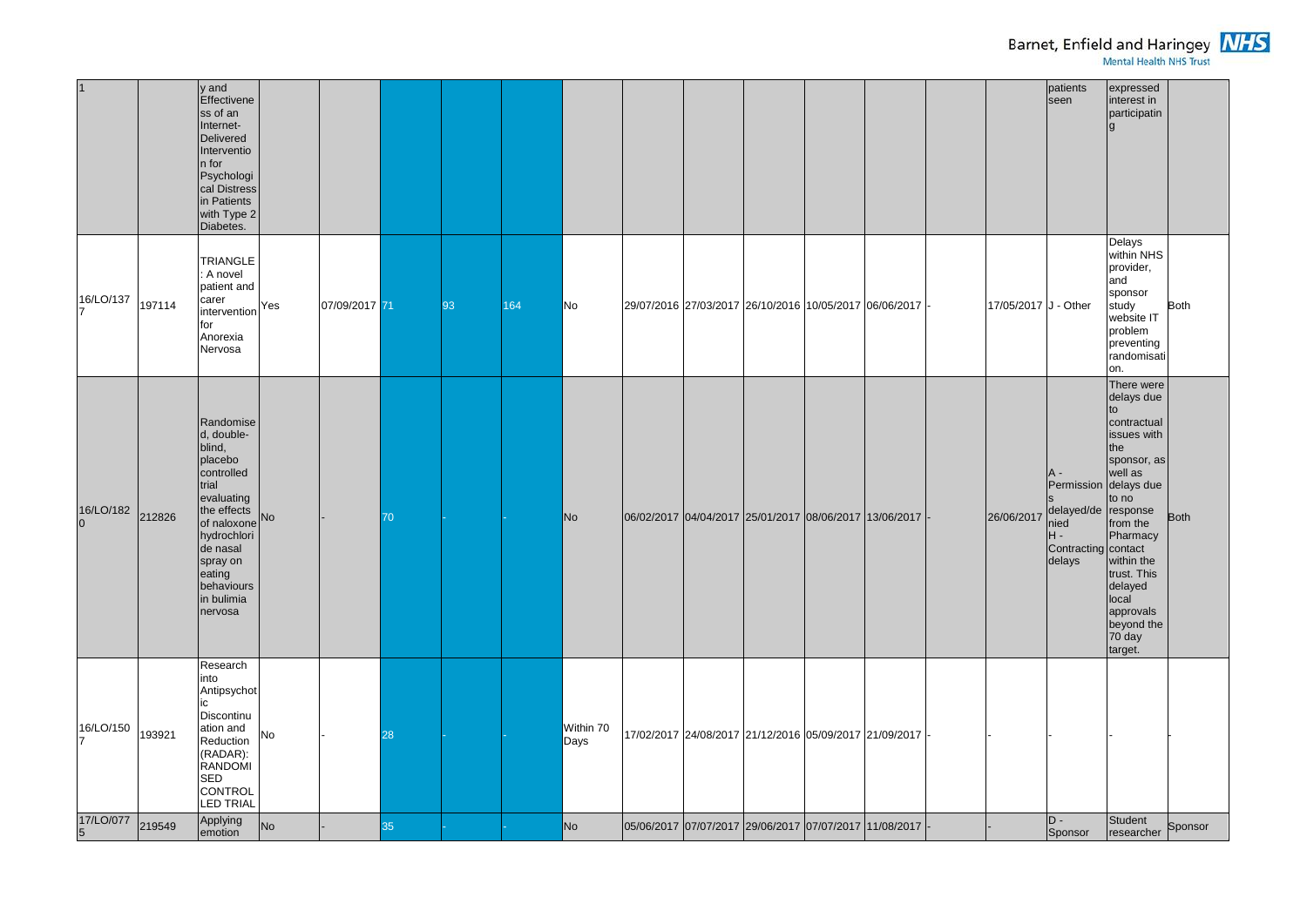| | | | | | | | | | | | | | | | | | | |
|---|---|---|---|---|---|---|---|---|---|---|---|---|---|---|---|---|---|---|
| 1 | | y and Effectiveness of an Internet-Delivered Intervention for Psychological Distress in Patients with Type 2 Diabetes. | | | | | | | | | | | | | | patients seen | expressed interest in participating | |
| 16/LO/1377 | 197114 | TRIANGLE: A novel patient and carer intervention for Anorexia Nervosa | Yes | 07/09/2017 | 71 | 93 | 164 | No | 29/07/2016 | 27/03/2017 | 26/10/2016 | 10/05/2017 | 06/06/2017 | - | 17/05/2017 | J - Other | Delays within NHS provider, and sponsor study website IT problem preventing randomisation. | Both |
| 16/LO/1820 | 212826 | Randomised, double-blind, placebo controlled trial evaluating the effects of naloxone hydrochloride nasal spray on eating behaviours in bulimia nervosa | No | - | 70 | - | - | No | 06/02/2017 | 04/04/2017 | 25/01/2017 | 08/06/2017 | 13/06/2017 | - | 26/06/2017 | A - Permissions delayed/denied H - Contracting delays | There were delays due to contractual issues with the sponsor, as well as delays due to no response from the Pharmacy contact within the trust. This delayed local approvals beyond the 70 day target. | Both |
| 16/LO/1507 | 193921 | Research into Antipsychotic Discontinuation and Reduction (RADAR): RANDOMISED CONTROLLED TRIAL | No | - | 28 | - | - | Within 70 Days | 17/02/2017 | 24/08/2017 | 21/12/2016 | 05/09/2017 | 21/09/2017 | - | - | - | - | - |
| 17/LO/0775 | 219549 | Applying emotion | No | - | 35 | - | - | No | 05/06/2017 | 07/07/2017 | 29/06/2017 | 07/07/2017 | 11/08/2017 | - | - | D - Sponsor | Student researcher | Sponsor |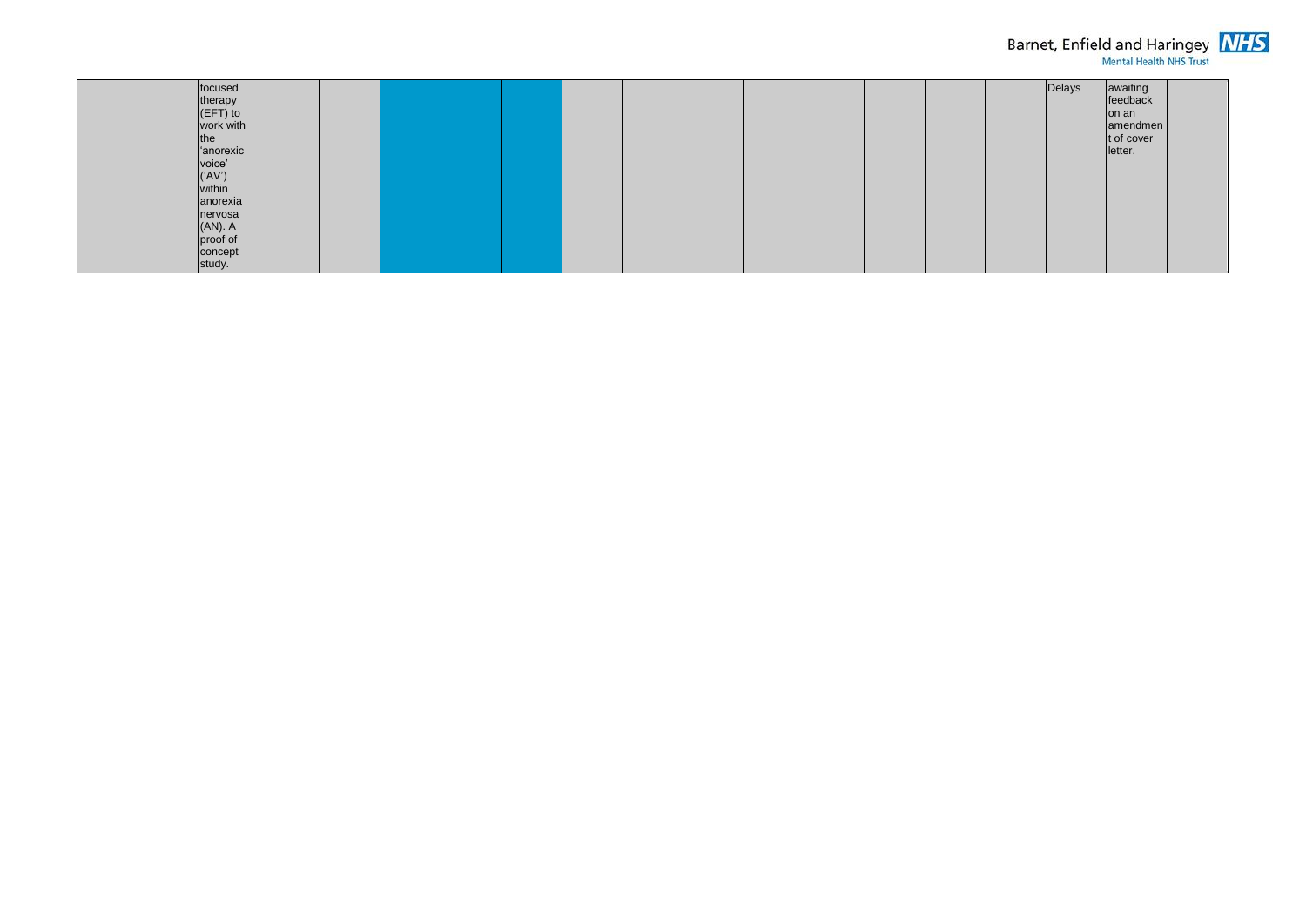| | | | | | | | | | | | | | | | | | | |
|---|---|---|---|---|---|---|---|---|---|---|---|---|---|---|---|---|---|---|
| | | focused therapy (EFT) to work with the 'anorexic voice' ('AV') within anorexia nervosa (AN). A proof of concept study. | | | | | | | | | | | | | | Delays | awaiting feedback on an amendment of cover letter. | |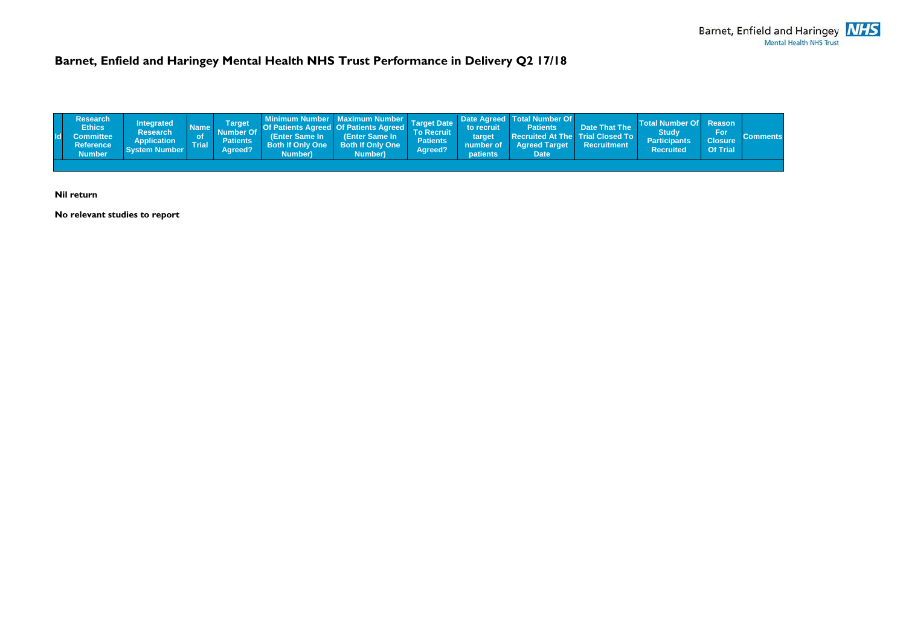# Barnet, Enfield and Haringey Mental Health NHS Trust Performance in Delivery Q2 17/18

| Id | Research Ethics Committee Reference Number | Integrated Research Application System Number | Name of Trial | Target Number Of Patients Agreed? | Minimum Number Of Patients Agreed (Enter Same In Both If Only One Number) | Maximum Number Of Patients Agreed (Enter Same In Both If Only One Number) | Target Date To Recruit Patients Agreed? | Date Agreed to recruit target number of patients | Total Number Of Patients Recruited At The Agreed Target Date | Date That The Trial Closed To Recruitment | Total Number Of Study Participants Recruited | Reason For Closure Of Trial | Comments |
|---|---|---|---|---|---|---|---|---|---|---|---|---|---|
| | | | | | | | | | | | | | |

**Nil return**

**No relevant studies to report**